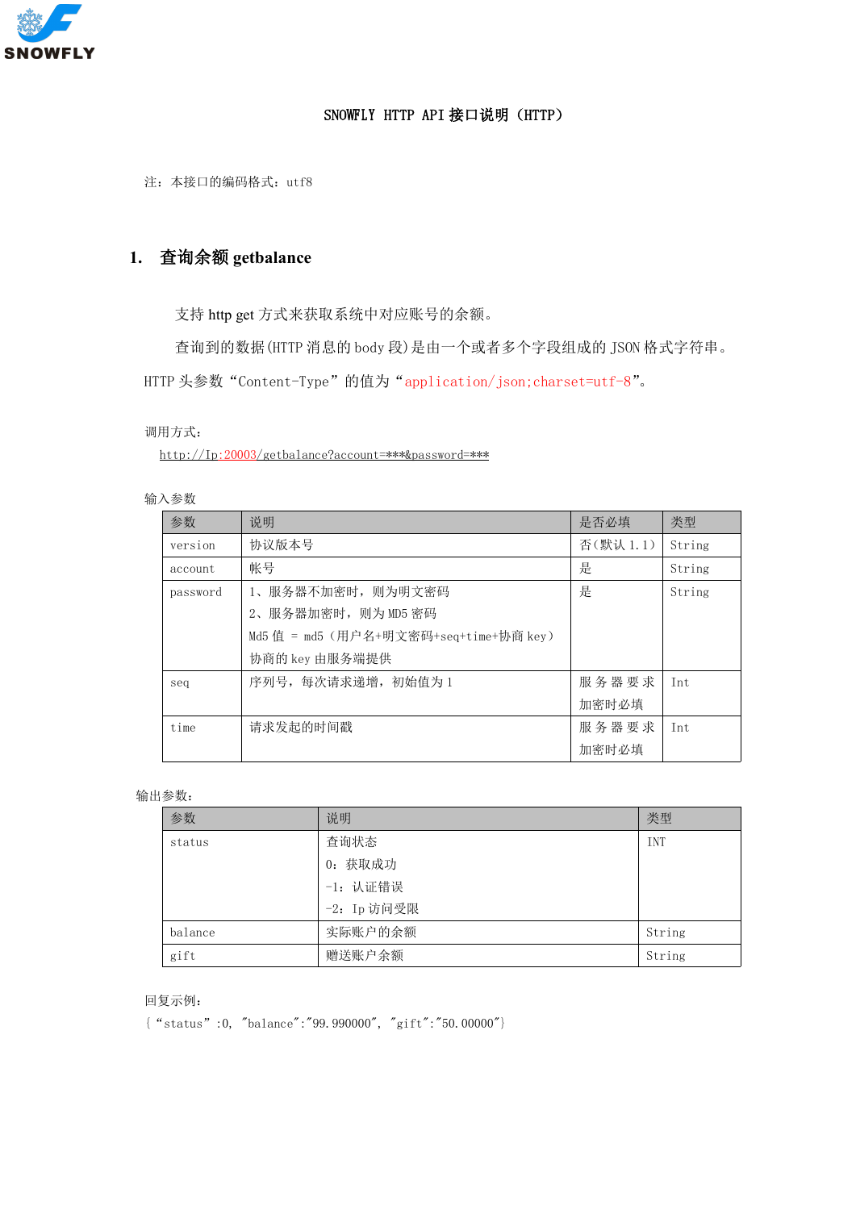SNOWFLY HTTP API 接口说明（HTTP）

注：本接口的编码格式：utf8

## 1. 查询余额 getbalance

支持 http get 方式来获取系统中对应账号的余额。

查询到的数据(HTTP 消息的 body 段)是由一个或者多个字段组成的 JSON 格式字符串。

HTTP 头参数“Content-Type”的值为“application/json;charset=utf-8”。

调用方式：

http://Ip:20003/getbalance?account=***&password=***

输入参数

| 参数 | 说明 | 是否必填 | 类型 |
| --- | --- | --- | --- |
| version | 协议版本号 | 否(默认 1.1) | String |
| account | 帐号 | 是 | String |
| password | 1、服务器不加密时，则为明文密码<br>2、服务器加密时，则为 MD5 密码<br>Md5 值 = md5（用户名+明文密码+seq+time+协商 key）<br>协商的 key 由服务端提供 | 是 | String |
| seq | 序列号，每次请求递增，初始值为 1 | 服务器要求加密时必填 | Int |
| time | 请求发起的时间戳 | 服务器要求加密时必填 | Int |

输出参数：

| 参数 | 说明 | 类型 |
| --- | --- | --- |
| status | 查询状态<br>0：获取成功<br>-1：认证错误<br>-2：Ip 访问受限 | INT |
| balance | 实际账户的余额 | String |
| gift | 赠送账户余额 | String |

回复示例：

{“status”:0, ”balance”:”99.990000”, ”gift”:”50.00000”}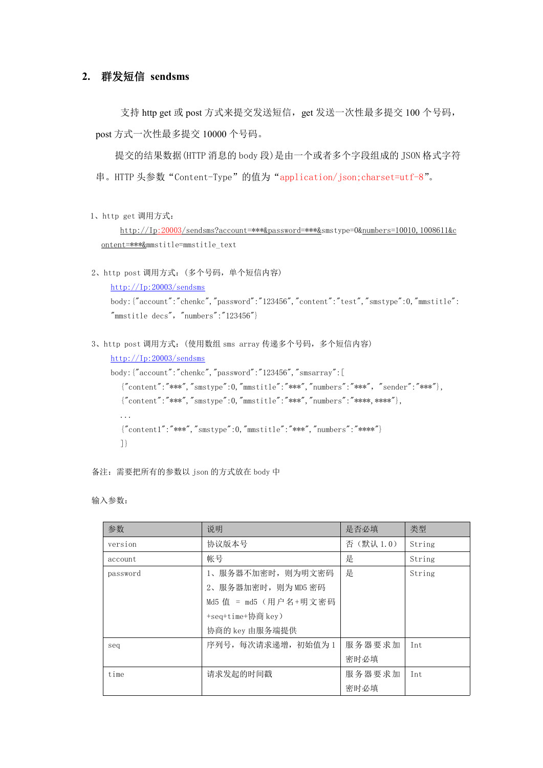## 2. 群发短信 sendsms

支持 http get 或 post 方式来提交发送短信，get 发送一次性最多提交 100 个号码，post 方式一次性最多提交 10000 个号码。

提交的结果数据(HTTP 消息的 body 段)是由一个或者多个字段组成的 JSON 格式字符串。HTTP 头参数“Content-Type”的值为“application/json;charset=utf-8”。

1、http get 调用方式：

http://Ip:20003/sendsms?account=***&password=***&smstype=0&numbers=10010,1008611&content=***&mmstitle=mmstitle_text

2、http post 调用方式：(多个号码，单个短信内容)

http://Ip:20003/sendsms

```
body:{"account":"chenkc","password":"123456","content":"test","smstype":0,"mmstitle":"mmstitle decs", "numbers":"123456"}
```

3、http post 调用方式：(使用数组 sms array 传递多个号码，多个短信内容)

http://Ip:20003/sendsms

```
body:{"account":"chenkc","password":"123456","smsarray":[
  {"content":"***","smstype":0,"mmstitle":"***","numbers":"***", "sender":"***"},
  {"content":"***","smstype":0,"mmstitle":"***","numbers":"****,****"},
  ...
  {"content1":"***","smstype":0,"mmstitle":"***","numbers":"****"}
  ]}
```

备注：需要把所有的参数以 json 的方式放在 body 中

输入参数：

| 参数 | 说明 | 是否必填 | 类型 |
|---|---|---|---|
| version | 协议版本号 | 否（默认 1.0） | String |
| account | 帐号 | 是 | String |
| password | 1、服务器不加密时，则为明文密码<br>2、服务器加密时，则为 MD5 密码<br>Md5 值 = md5（用户名+明文密码+seq+time+协商 key）<br>协商的 key 由服务端提供 | 是 | String |
| seq | 序列号，每次请求递增，初始值为 1 | 服务器要求加密时必填 | Int |
| time | 请求发起的时间戳 | 服务器要求加密时必填 | Int |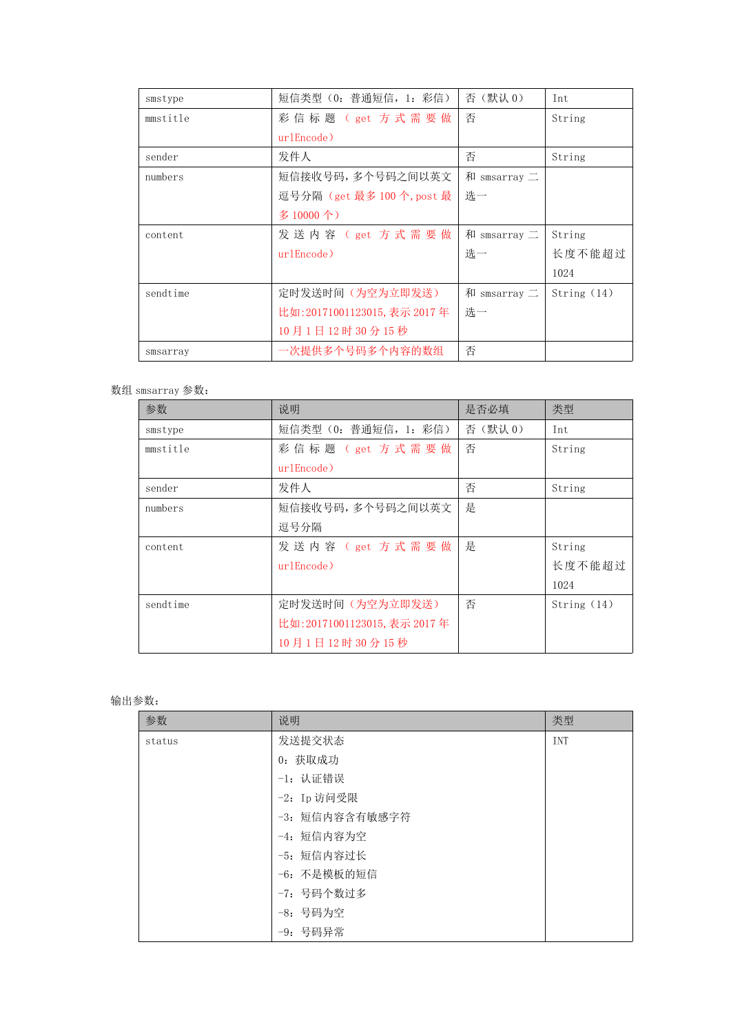| smstype | 短信类型（0：普通短信，1：彩信） | 否（默认 0） | Int |
|---|---|---|---|
| mmstitle | 彩信标题（get 方式需要做 urlEncode） | 否 | String |
| sender | 发件人 | 否 | String |
| numbers | 短信接收号码，多个号码之间以英文逗号分隔（get 最多 100 个，post 最多 10000 个） | 和 smsarray 二选一 | |
| content | 发送内容（get 方式需要做 urlEncode） | 和 smsarray 二选一 | String 长度不能超过 1024 |
| sendtime | 定时发送时间（为空为立即发送）比如:20171001123015，表示 2017 年 10 月 1 日 12 时 30 分 15 秒 | 和 smsarray 二选一 | String（14） |
| smsarray | 一次提供多个号码多个内容的数组 | 否 | |

数组 smsarray 参数：

| 参数 | 说明 | 是否必填 | 类型 |
|---|---|---|---|
| smstype | 短信类型（0：普通短信，1：彩信） | 否（默认 0） | Int |
| mmstitle | 彩信标题（get 方式需要做 urlEncode） | 否 | String |
| sender | 发件人 | 否 | String |
| numbers | 短信接收号码，多个号码之间以英文逗号分隔 | 是 | |
| content | 发送内容（get 方式需要做 urlEncode） | 是 | String 长度不能超过 1024 |
| sendtime | 定时发送时间（为空为立即发送）比如:20171001123015，表示 2017 年 10 月 1 日 12 时 30 分 15 秒 | 否 | String（14） |

输出参数：

| 参数 | 说明 | 类型 |
|---|---|---|
| status | 发送提交状态<br>0：获取成功<br>-1：认证错误<br>-2：Ip 访问受限<br>-3：短信内容含有敏感字符<br>-4：短信内容为空<br>-5：短信内容过长<br>-6：不是模板的短信<br>-7：号码个数过多<br>-8：号码为空<br>-9：号码异常 | INT |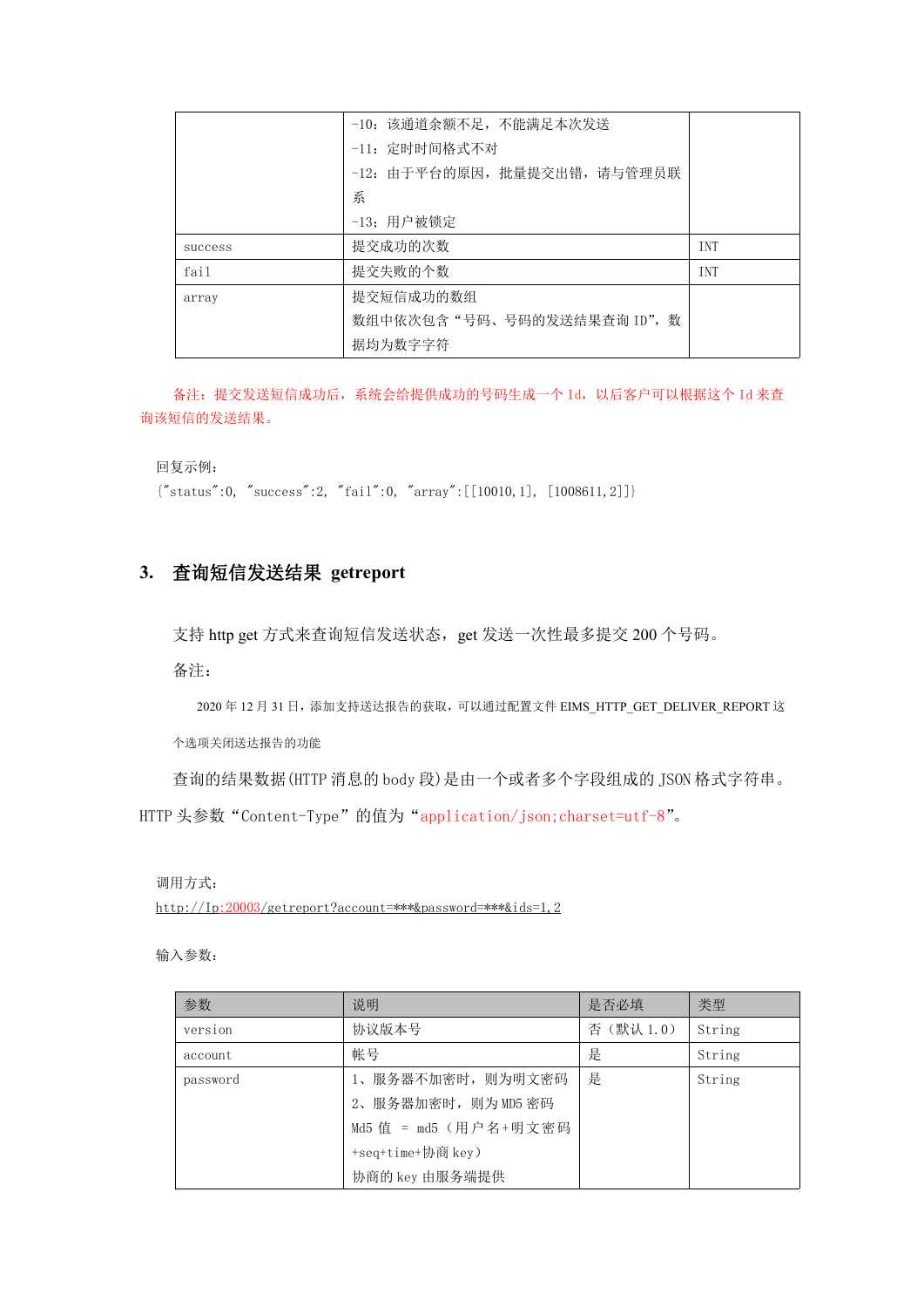|  | -10：该通道余额不足，不能满足本次发送<br>-11：定时时间格式不对<br>-12：由于平台的原因，批量提交出错，请与管理员联系<br>-13；用户被锁定 |  |
| --- | --- | --- |
| success | 提交成功的次数 | INT |
| fail | 提交失败的个数 | INT |
| array | 提交短信成功的数组<br>数组中依次包含“号码、号码的发送结果查询 ID”，数据均为数字字符 |  |

备注：提交发送短信成功后，系统会给提供成功的号码生成一个 Id，以后客户可以根据这个 Id 来查询该短信的发送结果。

回复示例：

{"status":0, "success":2, "fail":0, "array":[[10010,1], [1008611,2]]}

## 3. 查询短信发送结果 getreport

支持 http get 方式来查询短信发送状态，get 发送一次性最多提交 200 个号码。

备注：

2020 年 12 月 31 日，添加支持送达报告的获取，可以通过配置文件 EIMS_HTTP_GET_DELIVER_REPORT 这个选项关闭送达报告的功能

查询的结果数据(HTTP 消息的 body 段)是由一个或者多个字段组成的 JSON 格式字符串。HTTP 头参数“Content-Type”的值为“application/json;charset=utf-8”。

调用方式：

http://Ip:20003/getreport?account=***&password=***&ids=1,2

输入参数：

| 参数 | 说明 | 是否必填 | 类型 |
| --- | --- | --- | --- |
| version | 协议版本号 | 否（默认 1.0） | String |
| account | 帐号 | 是 | String |
| password | 1、服务器不加密时，则为明文密码<br>2、服务器加密时，则为 MD5 密码<br>Md5 值 = md5（用户名+明文密码+seq+time+协商 key）<br>协商的 key 由服务端提供 | 是 | String |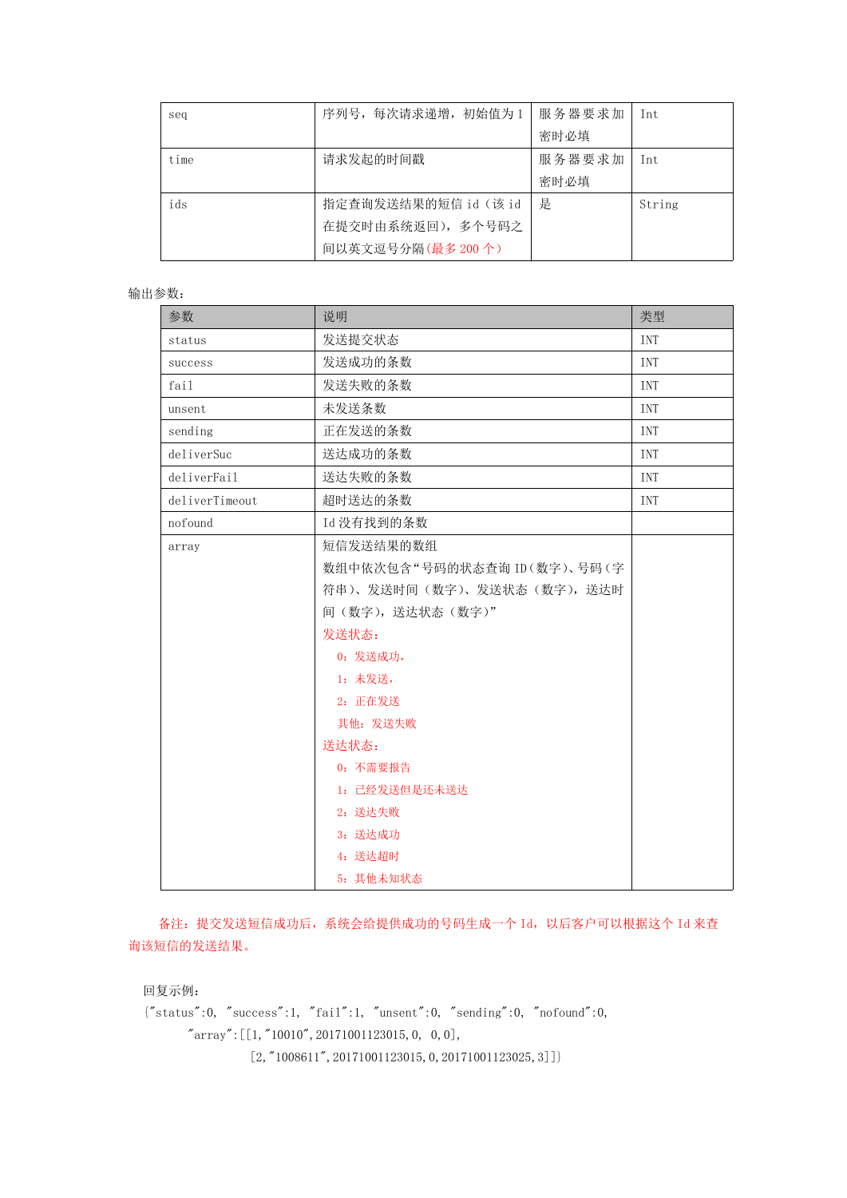| seq | 序列号，每次请求递增，初始值为 1 | 服务器要求加密时必填 | Int |
|---|---|---|---|
| time | 请求发起的时间戳 | 服务器要求加密时必填 | Int |
| ids | 指定查询发送结果的短信 id（该 id 在提交时由系统返回），多个号码之间以英文逗号分隔(最多 200 个) | 是 | String |

输出参数：

| 参数 | 说明 | 类型 |
|---|---|---|
| status | 发送提交状态 | INT |
| success | 发送成功的条数 | INT |
| fail | 发送失败的条数 | INT |
| unsent | 未发送条数 | INT |
| sending | 正在发送的条数 | INT |
| deliverSuc | 送达成功的条数 | INT |
| deliverFail | 送达失败的条数 | INT |
| deliverTimeout | 超时送达的条数 | INT |
| nofound | Id 没有找到的条数 | |
| array | 短信发送结果的数组<br>数组中依次包含“号码的状态查询 ID（数字）、号码（字符串）、发送时间（数字）、发送状态（数字），送达时间（数字），送达状态（数字）”<br>发送状态：<br>0：发送成功，<br>1：未发送，<br>2：正在发送<br>其他：发送失败<br>送达状态：<br>0：不需要报告<br>1：已经发送但是还未送达<br>2：送达失败<br>3：送达成功<br>4：送达超时<br>5：其他未知状态 | |

备注：提交发送短信成功后，系统会给提供成功的号码生成一个 Id，以后客户可以根据这个 Id 来查询该短信的发送结果。

回复示例：

```
{"status":0, "success":1, "fail":1, "unsent":0, "sending":0, "nofound":0,
    "array":[[1,"10010",20171001123015,0, 0,0],
             [2,"1008611",20171001123015,0,20171001123025,3]]}
```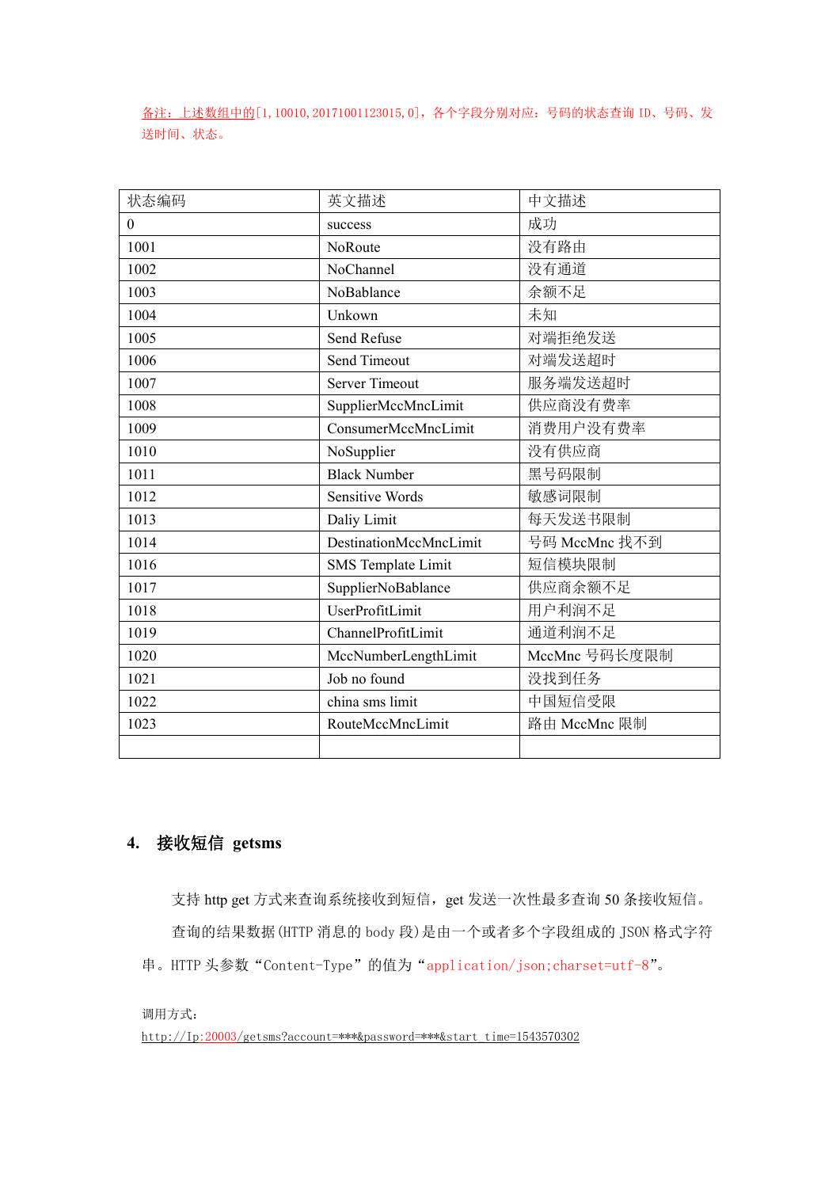备注：上述数组中的[1,10010,20171001123015,0]，各个字段分别对应：号码的状态查询 ID、号码、发送时间、状态。

| 状态编码 | 英文描述 | 中文描述 |
|---|---|---|
| 0 | success | 成功 |
| 1001 | NoRoute | 没有路由 |
| 1002 | NoChannel | 没有通道 |
| 1003 | NoBablance | 余额不足 |
| 1004 | Unkown | 未知 |
| 1005 | Send Refuse | 对端拒绝发送 |
| 1006 | Send Timeout | 对端发送超时 |
| 1007 | Server Timeout | 服务端发送超时 |
| 1008 | SupplierMccMncLimit | 供应商没有费率 |
| 1009 | ConsumerMccMncLimit | 消费用户没有费率 |
| 1010 | NoSupplier | 没有供应商 |
| 1011 | Black Number | 黑号码限制 |
| 1012 | Sensitive Words | 敏感词限制 |
| 1013 | Daliy Limit | 每天发送书限制 |
| 1014 | DestinationMccMncLimit | 号码 MccMnc 找不到 |
| 1016 | SMS Template Limit | 短信模块限制 |
| 1017 | SupplierNoBablance | 供应商余额不足 |
| 1018 | UserProfitLimit | 用户利润不足 |
| 1019 | ChannelProfitLimit | 通道利润不足 |
| 1020 | MccNumberLengthLimit | MccMnc 号码长度限制 |
| 1021 | Job no found | 没找到任务 |
| 1022 | china sms limit | 中国短信受限 |
| 1023 | RouteMccMncLimit | 路由 MccMnc 限制 |
| | | |

## 4. 接收短信 getsms

支持 http get 方式来查询系统接收到短信，get 发送一次性最多查询 50 条接收短信。

查询的结果数据(HTTP 消息的 body 段)是由一个或者多个字段组成的 JSON 格式字符串。HTTP 头参数“Content-Type”的值为“application/json;charset=utf-8”。

调用方式：

http://Ip:20003/getsms?account=***&password=***&start_time=1543570302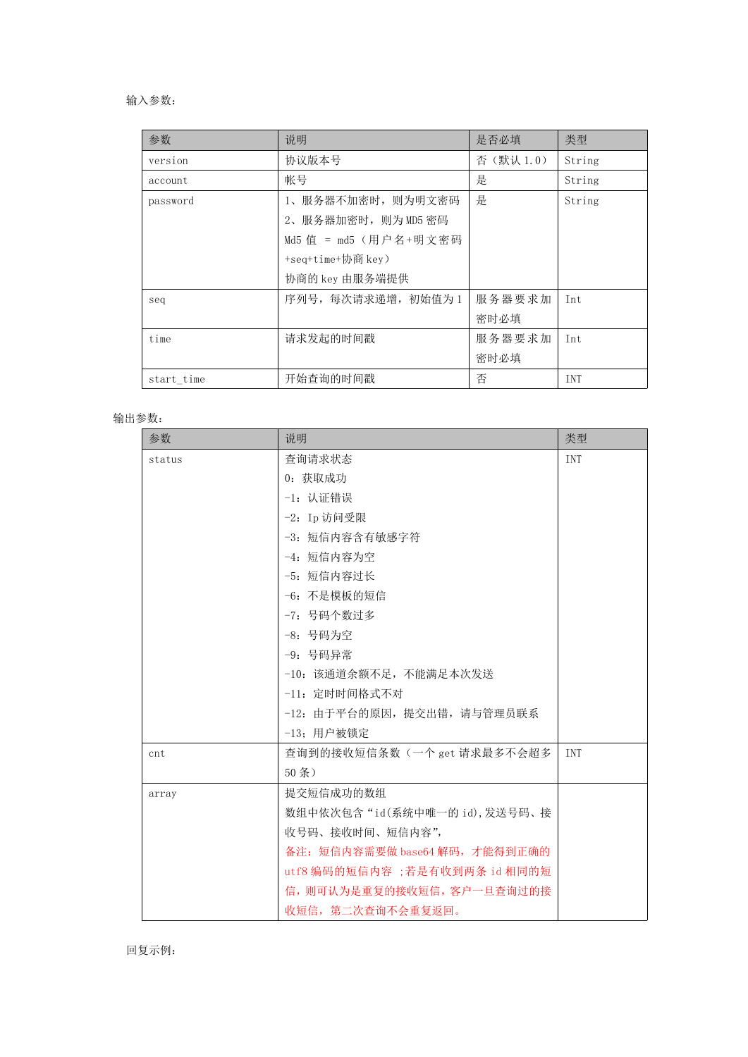输入参数：

| 参数 | 说明 | 是否必填 | 类型 |
| --- | --- | --- | --- |
| version | 协议版本号 | 否（默认 1.0） | String |
| account | 帐号 | 是 | String |
| password | 1、服务器不加密时，则为明文密码<br>2、服务器加密时，则为 MD5 密码<br>Md5 值 = md5（用户名+明文密码+seq+time+协商 key）<br>协商的 key 由服务端提供 | 是 | String |
| seq | 序列号，每次请求递增，初始值为 1 | 服务器要求加密时必填 | Int |
| time | 请求发起的时间戳 | 服务器要求加密时必填 | Int |
| start_time | 开始查询的时间戳 | 否 | INT |

输出参数：

| 参数 | 说明 | 类型 |
| --- | --- | --- |
| status | 查询请求状态<br>0：获取成功<br>-1：认证错误<br>-2：Ip 访问受限<br>-3：短信内容含有敏感字符<br>-4：短信内容为空<br>-5：短信内容过长<br>-6：不是模板的短信<br>-7：号码个数过多<br>-8：号码为空<br>-9：号码异常<br>-10：该通道余额不足，不能满足本次发送<br>-11：定时时间格式不对<br>-12：由于平台的原因，提交出错，请与管理员联系<br>-13：用户被锁定 | INT |
| cnt | 查询到的接收短信条数（一个 get 请求最多不会超多 50 条） | INT |
| array | 提交短信成功的数组<br>数组中依次包含“id(系统中唯一的 id),发送号码、接收号码、接收时间、短信内容”,<br>备注：短信内容需要做 base64 解码，才能得到正确的 utf8 编码的短信内容 ;若是有收到两条 id 相同的短信，则可认为是重复的接收短信，客户一旦查询过的接收短信，第二次查询不会重复返回。 | |

回复示例：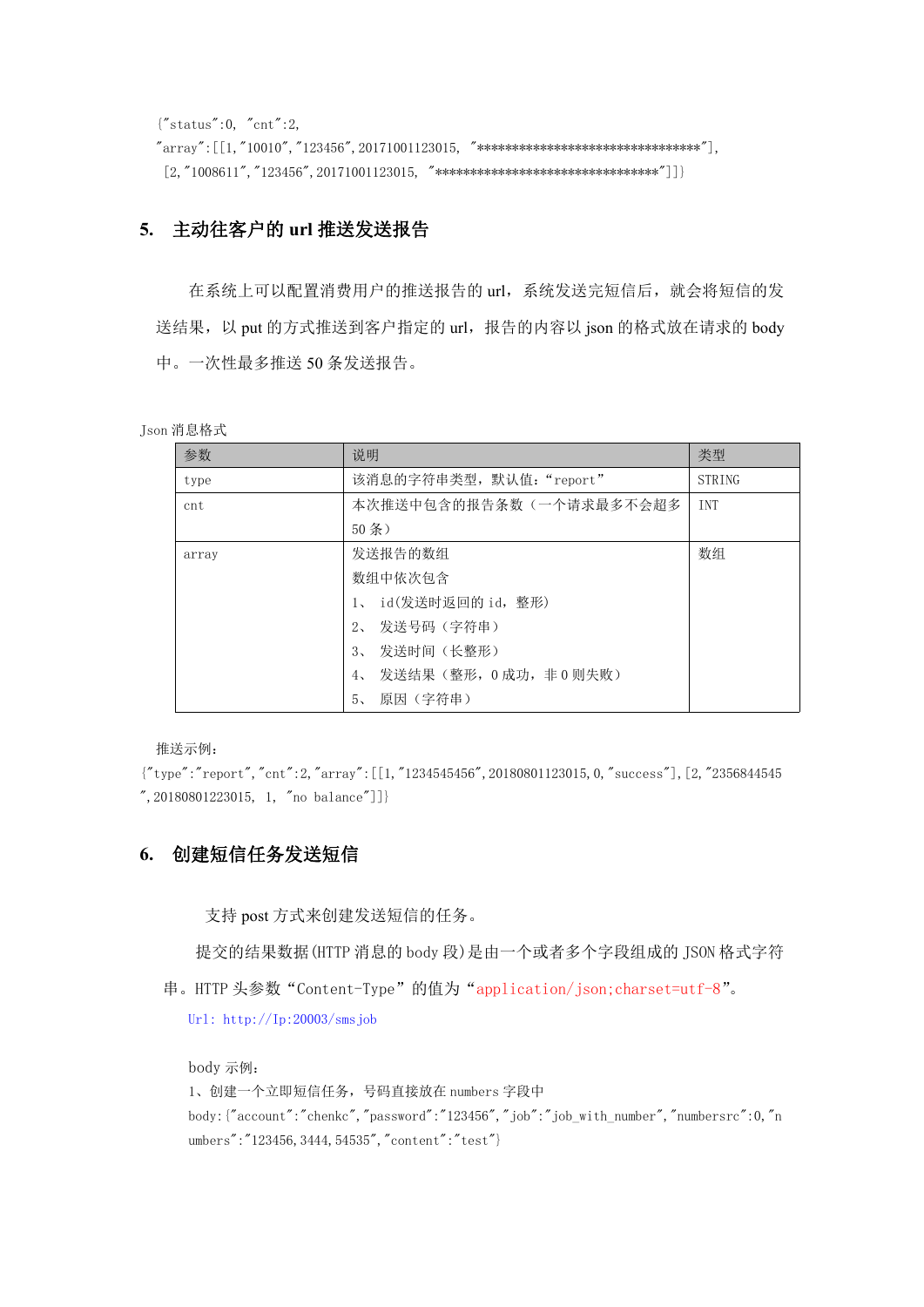{"status":0, "cnt":2,
"array":[[1,"10010","123456",20171001123015, "********************************"],
[2,"1008611","123456",20171001123015, "********************************"]]}

## 5. 主动往客户的 url 推送发送报告

在系统上可以配置消费用户的推送报告的 url，系统发送完短信后，就会将短信的发送结果，以 put 的方式推送到客户指定的 url，报告的内容以 json 的格式放在请求的 body 中。一次性最多推送 50 条发送报告。

Json 消息格式

| 参数 | 说明 | 类型 |
|---|---|---|
| type | 该消息的字符串类型，默认值："report" | STRING |
| cnt | 本次推送中包含的报告条数（一个请求最多不会超多 50 条） | INT |
| array | 发送报告的数组<br>数组中依次包含<br>1、 id(发送时返回的 id，整形)<br>2、 发送号码（字符串）<br>3、 发送时间（长整形）<br>4、 发送结果（整形，0 成功，非 0 则失败）<br>5、 原因（字符串） | 数组 |

推送示例：

{"type":"report","cnt":2,"array":[[1,"1234545456",20180801123015,0,"success"],[2,"2356844545",20180801223015, 1, "no balance"]]}

## 6. 创建短信任务发送短信

支持 post 方式来创建发送短信的任务。

提交的结果数据(HTTP 消息的 body 段)是由一个或者多个字段组成的 JSON 格式字符串。HTTP 头参数“Content-Type”的值为“application/json;charset=utf-8”。

Url: http://Ip:20003/smsjob

body 示例：

1、创建一个立即短信任务，号码直接放在 numbers 字段中

body:{"account":"chenkc","password":"123456","job":"job_with_number","numbersrc":0,"numbers":"123456,3444,54535","content":"test"}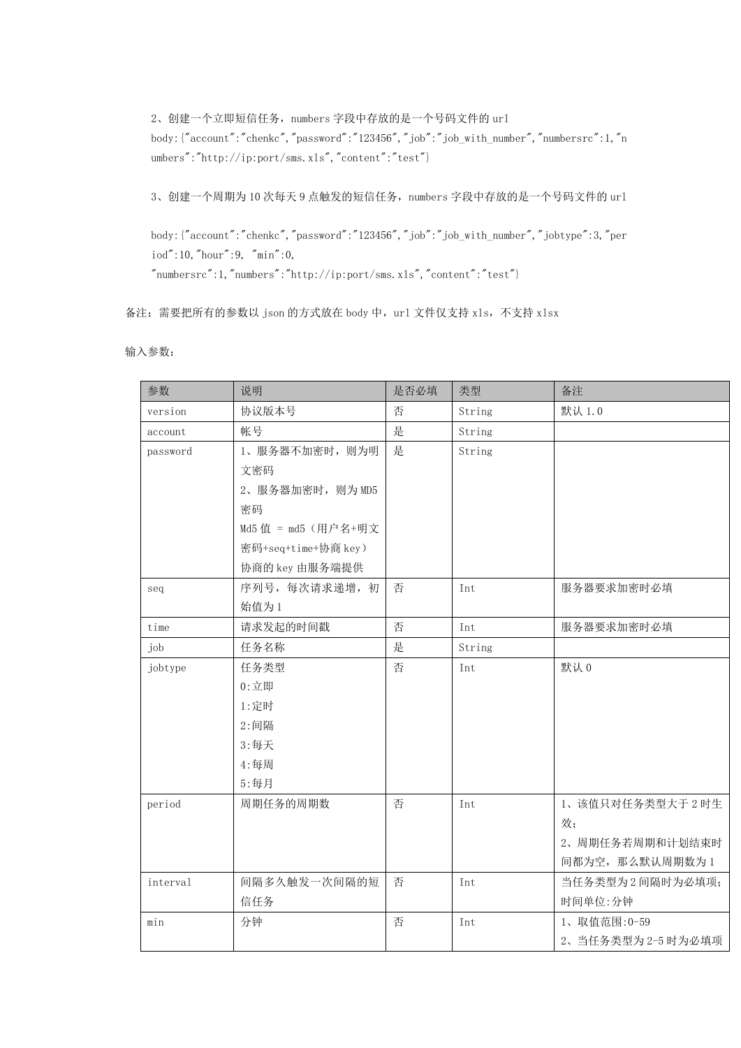2、创建一个立即短信任务，numbers 字段中存放的是一个号码文件的 url

body:{"account":"chenkc","password":"123456","job":"job_with_number","numbersrc":1,"numbers":"http://ip:port/sms.xls","content":"test"}

3、创建一个周期为 10 次每天 9 点触发的短信任务，numbers 字段中存放的是一个号码文件的 url

body:{"account":"chenkc","password":"123456","job":"job_with_number","jobtype":3,"period":10,"hour":9, "min":0,
"numbersrc":1,"numbers":"http://ip:port/sms.xls","content":"test"}

备注：需要把所有的参数以 json 的方式放在 body 中，url 文件仅支持 xls，不支持 xlsx

输入参数：

| 参数 | 说明 | 是否必填 | 类型 | 备注 |
| --- | --- | --- | --- | --- |
| version | 协议版本号 | 否 | String | 默认 1.0 |
| account | 帐号 | 是 | String | |
| password | 1、服务器不加密时，则为明文密码<br>2、服务器加密时，则为 MD5 密码<br>Md5 值 = md5（用户名+明文密码+seq+time+协商 key）<br>协商的 key 由服务端提供 | 是 | String | |
| seq | 序列号，每次请求递增，初始值为 1 | 否 | Int | 服务器要求加密时必填 |
| time | 请求发起的时间戳 | 否 | Int | 服务器要求加密时必填 |
| job | 任务名称 | 是 | String | |
| jobtype | 任务类型<br>0:立即<br>1:定时<br>2:间隔<br>3:每天<br>4:每周<br>5:每月 | 否 | Int | 默认 0 |
| period | 周期任务的周期数 | 否 | Int | 1、该值只对任务类型大于 2 时生效；<br>2、周期任务若周期和计划结束时间都为空，那么默认周期数为 1 |
| interval | 间隔多久触发一次间隔的短信任务 | 否 | Int | 当任务类型为 2 间隔时为必填项；时间单位:分钟 |
| min | 分钟 | 否 | Int | 1、取值范围:0-59<br>2、当任务类型为 2-5 时为必填项 |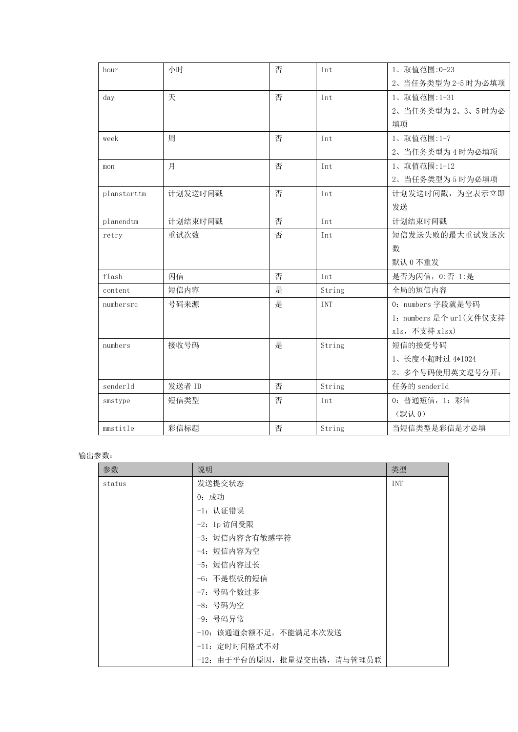| hour | 小时 | 否 | Int | 1、取值范围:0-23<br>2、当任务类型为 2-5 时为必填项 |
|---|---|---|---|---|
| day | 天 | 否 | Int | 1、取值范围:1-31<br>2、当任务类型为 2、3、5 时为必填项 |
| week | 周 | 否 | Int | 1、取值范围:1-7<br>2、当任务类型为 4 时为必填项 |
| mon | 月 | 否 | Int | 1、取值范围:1-12<br>2、当任务类型为 5 时为必填项 |
| planstarttm | 计划发送时间戳 | 否 | Int | 计划发送时间戳，为空表示立即发送 |
| planendtm | 计划结束时间戳 | 否 | Int | 计划结束时间戳 |
| retry | 重试次数 | 否 | Int | 短信发送失败的最大重试发送次数<br>默认 0 不重发 |
| flash | 闪信 | 否 | Int | 是否为闪信，0:否 1:是 |
| content | 短信内容 | 是 | String | 全局的短信内容 |
| numbersrc | 号码来源 | 是 | INT | 0：numbers 字段就是号码<br>1：numbers 是个 url(文件仅支持 xls，不支持 xlsx) |
| numbers | 接收号码 | 是 | String | 短信的接受号码<br>1、长度不超时过 4*1024<br>2、多个号码使用英文逗号分开; |
| senderId | 发送者 ID | 否 | String | 任务的 senderId |
| smstype | 短信类型 | 否 | Int | 0：普通短信，1：彩信<br>（默认 0） |
| mmstitle | 彩信标题 | 否 | String | 当短信类型是彩信是才必填 |

输出参数：

| 参数 | 说明 | 类型 |
|---|---|---|
| status | 发送提交状态<br>0：成功<br>-1：认证错误<br>-2：Ip 访问受限<br>-3：短信内容含有敏感字符<br>-4：短信内容为空<br>-5：短信内容过长<br>-6：不是模板的短信<br>-7：号码个数过多<br>-8：号码为空<br>-9：号码异常<br>-10：该通道余额不足，不能满足本次发送<br>-11：定时时间格式不对<br>-12：由于平台的原因，批量提交出错，请与管理员联 | INT |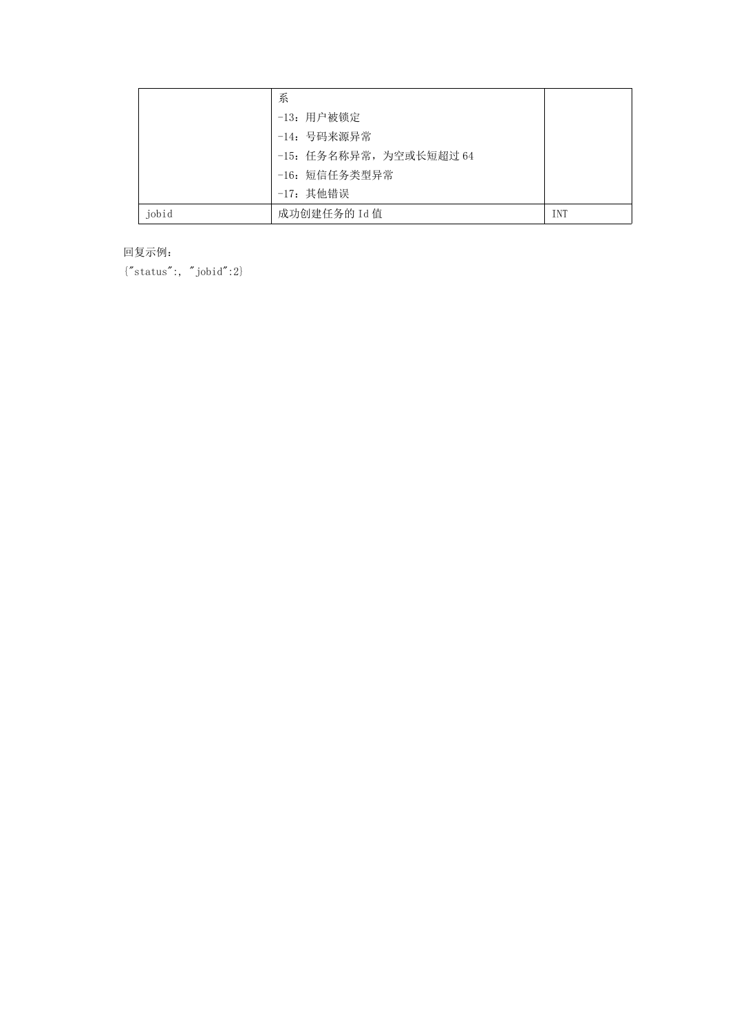| | | |
|---|---|---|
| | 系<br>-13：用户被锁定<br>-14：号码来源异常<br>-15：任务名称异常，为空或长短超过 64<br>-16：短信任务类型异常<br>-17：其他错误 | |
| jobid | 成功创建任务的 Id 值 | INT |

回复示例：

{"status":, "jobid":2}